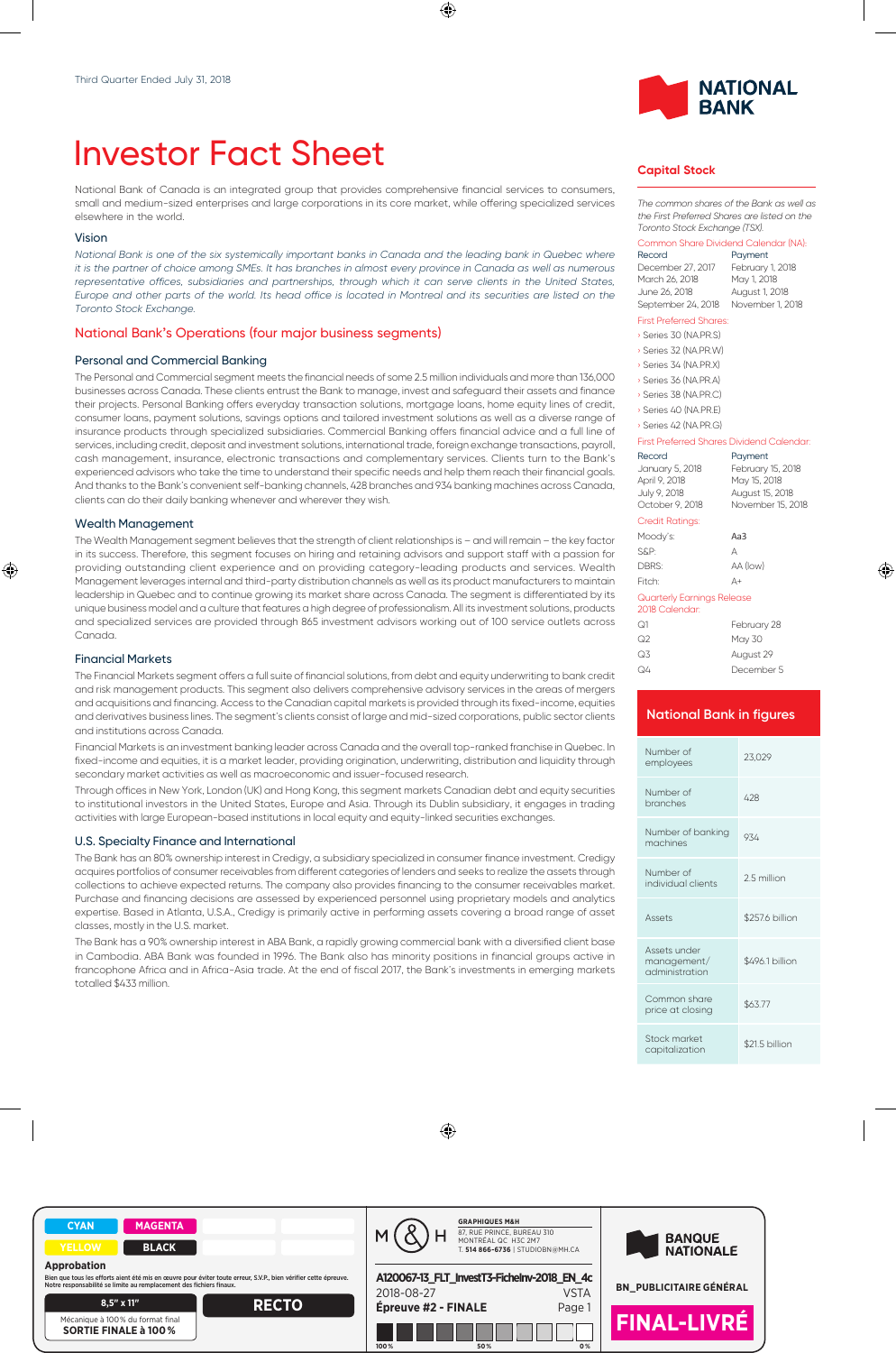Third Quarter Ended July 31, 2018

# Investor Fact Sheet

National Bank of Canada is an integrated group that provides comprehensive financial services to consumers, small and medium-sized enterprises and large corporations in its core market, while offering specialized services elsewhere in the world.

### Vision

*National Bank is one of the six systemically important banks in Canada and the leading bank in Quebec where it is the partner of choice among SMEs. It has branches in almost every province in Canada as well as numerous representative offices, subsidiaries and partnerships, through which it can serve clients in the United States, Europe and other parts of the world. Its head office is located in Montreal and its securities are listed on the Toronto Stock Exchange.*

## National Bank's Operations (four major business segments)

### Personal and Commercial Banking

The Personal and Commercial segment meets the financial needs of some 2.5 million individuals and more than 136,000 businesses across Canada. These clients entrust the Bank to manage, invest and safeguard their assets and finance their projects. Personal Banking offers everyday transaction solutions, mortgage loans, home equity lines of credit, consumer loans, payment solutions, savings options and tailored investment solutions as well as a diverse range of insurance products through specialized subsidiaries. Commercial Banking offers financial advice and a full line of services, including credit, deposit and investment solutions, international trade, foreign exchange transactions, payroll, cash management, insurance, electronic transactions and complementary services. Clients turn to the Bank's experienced advisors who take the time to understand their specific needs and help them reach their financial goals. And thanks to the Bank's convenient self-banking channels, 428 branches and 934 banking machines across Canada, clients can do their daily banking whenever and wherever they wish.

### Wealth Management

The Wealth Management segment believes that the strength of client relationships is – and will remain – the key factor in its success. Therefore, this segment focuses on hiring and retaining advisors and support staff with a passion for providing outstanding client experience and on providing category-leading products and services. Wealth Management leverages internal and third-party distribution channels as well as its product manufacturers to maintain leadership in Quebec and to continue growing its market share across Canada. The segment is differentiated by its unique business model and a culture that features a high degree of professionalism. All its investment solutions, products and specialized services are provided through 865 investment advisors working out of 100 service outlets across Canada.

### Financial Markets

The Financial Markets segment offers a full suite of financial solutions, from debt and equity underwriting to bank credit and risk management products. This segment also delivers comprehensive advisory services in the areas of mergers and acquisitions and financing. Access to the Canadian capital markets is provided through its fixed-income, equities and derivatives business lines. The segment's clients consist of large and mid-sized corporations, public sector clients and institutions across Canada.

Financial Markets is an investment banking leader across Canada and the overall top-ranked franchise in Quebec. In fixed-income and equities, it is a market leader, providing origination, underwriting, distribution and liquidity through its secondary market activities as well as macroeconomic and issuer-focused research.

Through offices in New York, London (UK) and Hong Kong, this segment markets Canadian debt and equity securities to institutional investors in the United States, Europe and Asia. Through its Dublin subsidiary, it engages in trading activities with large European-based institutions in local equity and equity-linked securities exchanges.

### U.S. Specialty Finance and International

The Bank has an 80% ownership interest in Credigy, a subsidiary specialized in consumer finance investment. Credigy acquires portfolios of consumer receivables from different categories of lenders and seeks to realize the assets through collections to achieve expected returns. The company also provides financing to the consumer receivables market. Purchase and financing decisions are assessed by experienced personnel using proprietary models and analytics expertise. Based in Atlanta, U.S.A., Credigy is primarily active in performing assets covering a broad range of asset classes, mostly in the U.S. market.

The Bank has a 90% ownership interest in ABA Bank, a rapidly growing commercial bank with a diversified client base in Cambodia. ABA Bank was founded in 1996. The Bank also has minority positions in financial groups active in francophone Africa and in Africa-Asia trade. At the end of fiscal 2017, the Bank's investments in emerging markets totalled $433 million.

## Capital Stock

*The common shares of the Bank as well as the First Preferred Shares are listed on the Toronto Stock Exchange (TSX).*

**Common Share Dividend Calendar (NA):**

| Record | Payment |
|---|---|
| December 27, 2017 | February 1, 2018 |
| March 26, 2018 | May 1, 2018 |
| June 26, 2018 | August 1, 2018 |
| September 24, 2018 | November 1, 2018 |

**First Preferred Shares:**

- Series 30 (NA.PR.S)
- Series 32 (NA.PR.W)
- Series 34 (NA.PR.X)
- Series 36 (NA.PR.A)
- Series 38 (NA.PR.C)
- Series 40 (NA.PR.E)
- Series 42 (NA.PR.G)

**First Preferred Shares Dividend Calendar:**

| Record | Payment |
|---|---|
| January 5, 2018 | February 15, 2018 |
| April 9, 2018 | May 15, 2018 |
| July 9, 2018 | August 15, 2018 |
| October 9, 2018 | November 15, 2018 |

**Credit Ratings:**

| | |
|---|---|
| Moody's: | Aa3 |
| S&P: | A |
| DBRS: | AA (low) |
| Fitch: | A+ |

**Quarterly Earnings Release 2018 Calendar:**

| | |
|---|---|
| Q1 | February 28 |
| Q2 | May 30 |
| Q3 | August 29 |
| Q4 | December 5 |

## National Bank in figures

| | |
|---|---|
| Number of employees | 23,029 |
| Number of branches | 428 |
| Number of banking machines | 934 |
| Number of individual clients | 2.5 million |
| Assets | $257.6 billion |
| Assets under management/administration | $496.1 billion |
| Common share price at closing | $63.77 |
| Stock market capitalization | $21.5 billion |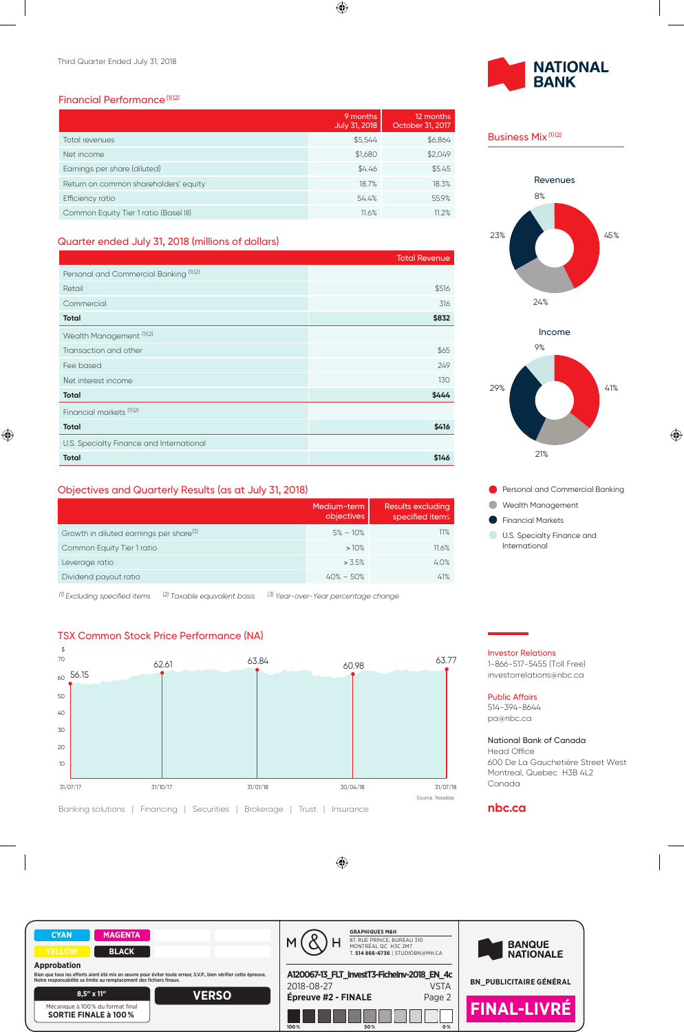Third Quarter Ended July 31, 2018

NATIONAL BANK

## Financial Performance [1] [2]

| | 9 months July 31, 2018 | 12 months October 31, 2017 |
|---|---|---|
| Total revenues | $5,544 | $6,864 |
| Net income | $1,680 | $2,049 |
| Earnings per share (diluted) | $4.46 | $5.45 |
| Return on common shareholders' equity | 18.7% | 18.3% |
| Efficiency ratio | 54.4% | 55.9% |
| Common Equity Tier 1 ratio (Basel III) | 11.6% | 11.2% |

## Quarter ended July 31, 2018 (millions of dollars)

| | Total Revenue |
|---|---|
| Personal and Commercial Banking [1] [2] | |
| Retail | $516 |
| Commercial | 316 |
| **Total** | **$832** |
| Wealth Management [1] [2] | |
| Transaction and other | $65 |
| Fee based | 249 |
| Net interest income | 130 |
| **Total** | **$444** |
| Financial markets [1] [2] | |
| **Total** | **$416** |
| U.S. Specialty Finance and International | |
| **Total** | **$146** |

## Objectives and Quarterly Results (as at July 31, 2018)

| | Medium-term objectives | Results excluding specified items |
|---|---|---|
| Growth in diluted earnings per share[3] | 5% – 10% | 11% |
| Common Equity Tier 1 ratio | > 10% | 11.6% |
| Leverage ratio | > 3.5% | 4.0% |
| Dividend payout ratio | 40% – 50% | 41% |

*[1] Excluding specified items* *[2] Taxable equivalent basis* *[3] Year-over-Year percentage change*

## TSX Common Stock Price Performance (NA)

$
70
60
50
40
30
20
10
56.15
62.61
63.84
60.98
63.77
31/07/17
31/10/17
31/01/18
30/04/18
31/07/18
Source : Nasdaq

Banking solutions | Financing | Securities | Brokerage | Trust | Insurance

## Business Mix [1] [2]

Revenues
8%
23%
45%
24%

Income
9%
29%
41%
21%

Personal and Commercial Banking
Wealth Management
Financial Markets
U.S. Specialty Finance and International

**Investor Relations**
1-866-517-5455 (Toll Free)
investorrelations@nbc.ca

**Public Affairs**
514-394-8644
pa@nbc.ca

National Bank of Canada
Head Office
600 De La Gauchetière Street West
Montreal, Quebec H3B 4L2
Canada

**nbc.ca**